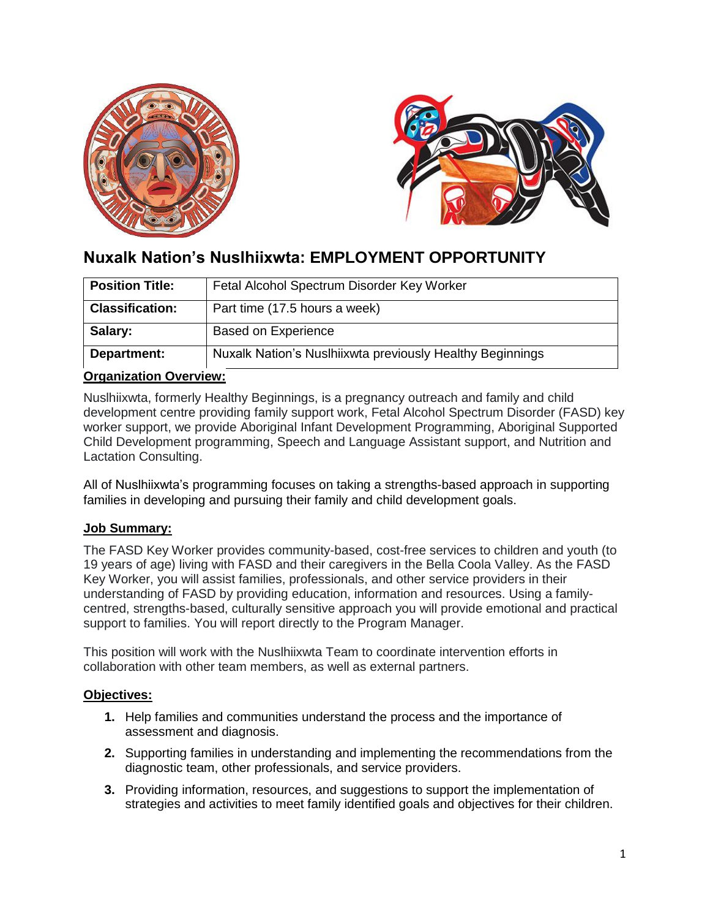# Nuxalk Nation's Nuslhiixwta: EMPLOYMENT OPPORTUNITY

| Position Title: | Fetal Alcohol Spectrum Disorder Key Worker |
| --- | --- |
| Classification: | Part time (17.5 hours a week) |
| Salary: | Based on Experience |
| Department: | Nuxalk Nation's Nuslhiixwta previously Healthy Beginnings |

## Organization Overview:

Nuslhiixwta, formerly Healthy Beginnings, is a pregnancy outreach and family and child development centre providing family support work, Fetal Alcohol Spectrum Disorder (FASD) key worker support, we provide Aboriginal Infant Development Programming, Aboriginal Supported Child Development programming, Speech and Language Assistant support, and Nutrition and Lactation Consulting.

All of Nuslhiixwta's programming focuses on taking a strengths-based approach in supporting families in developing and pursuing their family and child development goals.

## Job Summary:

The FASD Key Worker provides community-based, cost-free services to children and youth (to 19 years of age) living with FASD and their caregivers in the Bella Coola Valley. As the FASD Key Worker, you will assist families, professionals, and other service providers in their understanding of FASD by providing education, information and resources. Using a family-centred, strengths-based, culturally sensitive approach you will provide emotional and practical support to families. You will report directly to the Program Manager.

This position will work with the Nuslhiixwta Team to coordinate intervention efforts in collaboration with other team members, as well as external partners.

## Objectives:

1. Help families and communities understand the process and the importance of assessment and diagnosis.
2. Supporting families in understanding and implementing the recommendations from the diagnostic team, other professionals, and service providers.
3. Providing information, resources, and suggestions to support the implementation of strategies and activities to meet family identified goals and objectives for their children.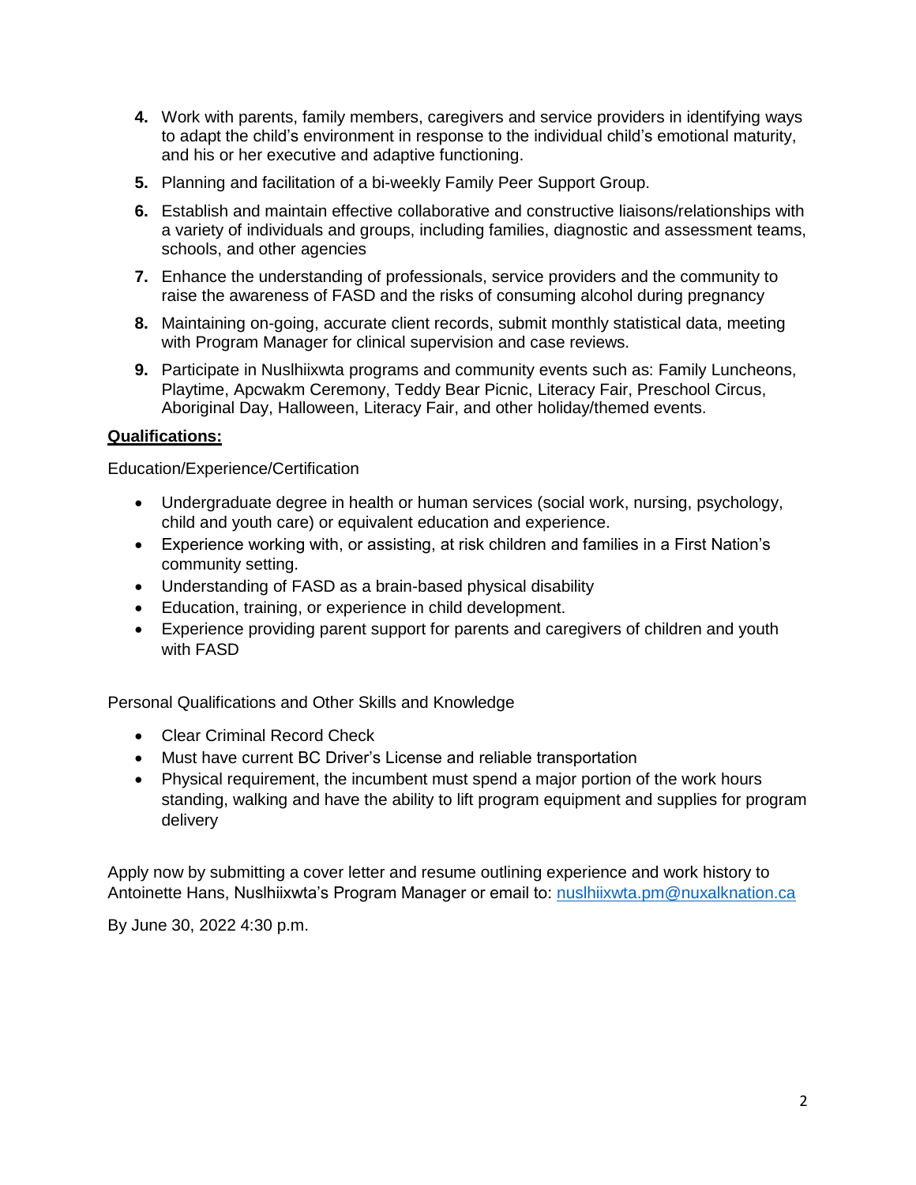4. **Work with parents, family members, caregivers and service providers in identifying ways to adapt the child's environment in response to the individual child's emotional maturity, and his or her executive and adaptive functioning.**
5. Planning and facilitation of a bi-weekly Family Peer Support Group.
6. Establish and maintain effective collaborative and constructive liaisons/relationships with a variety of individuals and groups, including families, diagnostic and assessment teams, schools, and other agencies
7. Enhance the understanding of professionals, service providers and the community to raise the awareness of FASD and the risks of consuming alcohol during pregnancy
8. Maintaining on-going, accurate client records, submit monthly statistical data, meeting with Program Manager for clinical supervision and case reviews.
9. Participate in Nuslhiixwta programs and community events such as: Family Luncheons, Playtime, Apcwakm Ceremony, Teddy Bear Picnic, Literacy Fair, Preschool Circus, Aboriginal Day, Halloween, Literacy Fair, and other holiday/themed events.

**Qualifications:**

Education/Experience/Certification

- Undergraduate degree in health or human services (social work, nursing, psychology, child and youth care) or equivalent education and experience.
- Experience working with, or assisting, at risk children and families in a First Nation's community setting.
- Understanding of FASD as a brain-based physical disability
- Education, training, or experience in child development.
- Experience providing parent support for parents and caregivers of children and youth with FASD

Personal Qualifications and Other Skills and Knowledge

- Clear Criminal Record Check
- Must have current BC Driver's License and reliable transportation
- Physical requirement, the incumbent must spend a major portion of the work hours standing, walking and have the ability to lift program equipment and supplies for program delivery

Apply now by submitting a cover letter and resume outlining experience and work history to Antoinette Hans, Nuslhiixwta's Program Manager or email to: nuslhiixwta.pm@nuxalknation.ca

By June 30, 2022 4:30 p.m.